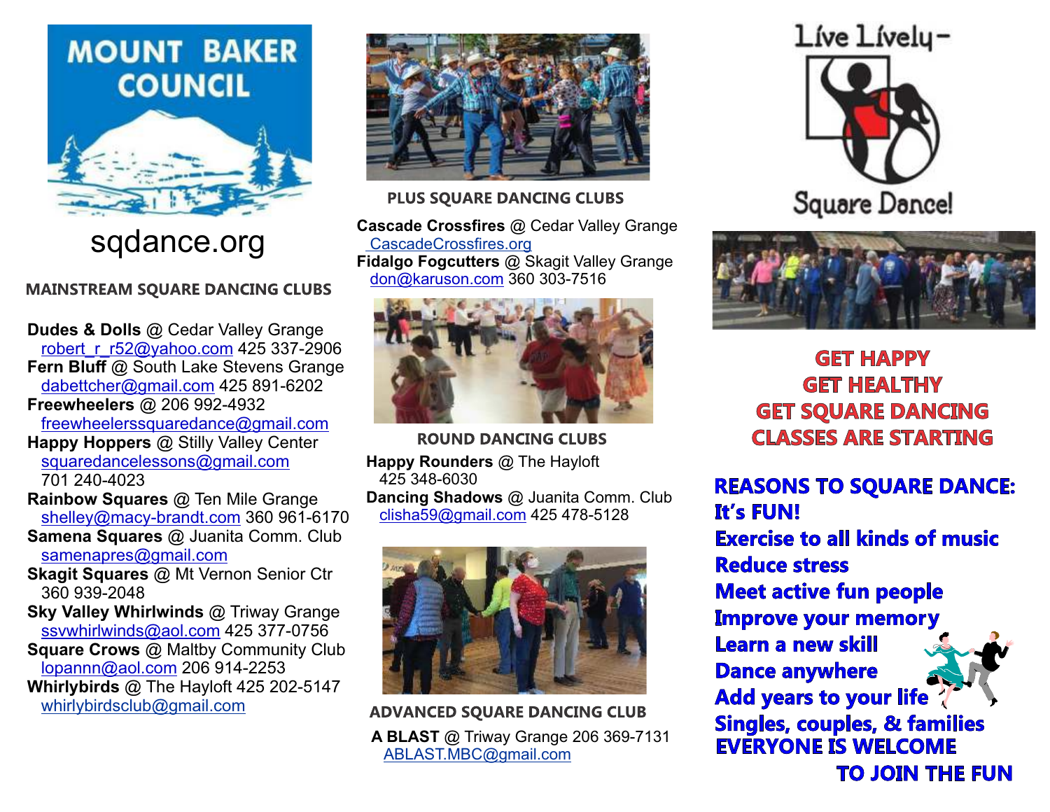# MOUNT BAKER COUNCIL

sqdance.org

## MAINSTREAM SQUARE DANCING CLUBS

**Dudes & Dolls** @ Cedar Valley Grange
robert_r_r52@yahoo.com 425 337-2906
**Fern Bluff** @ South Lake Stevens Grange
dabettcher@gmail.com 425 891-6202
**Freewheelers** @ 206 992-4932
freewheelerssquaredance@gmail.com
**Happy Hoppers** @ Stilly Valley Center
squaredancelessons@gmail.com
701 240-4023
**Rainbow Squares** @ Ten Mile Grange
shelley@macy-brandt.com 360 961-6170
**Samena Squares** @ Juanita Comm. Club
samenapres@gmail.com
**Skagit Squares** @ Mt Vernon Senior Ctr
360 939-2048
**Sky Valley Whirlwinds** @ Triway Grange
ssvwhirlwinds@aol.com 425 377-0756
**Square Crows** @ Maltby Community Club
lopannn@aol.com 206 914-2253
**Whirlybirds** @ The Hayloft 425 202-5147
whirlybirdsclub@gmail.com

## PLUS SQUARE DANCING CLUBS

**Cascade Crossfires** @ Cedar Valley Grange
CascadeCrossfires.org
**Fidalgo Fogcutters** @ Skagit Valley Grange
don@karuson.com 360 303-7516

## ROUND DANCING CLUBS

**Happy Rounders** @ The Hayloft
425 348-6030
**Dancing Shadows** @ Juanita Comm. Club
clisha59@gmail.com 425 478-5128

## ADVANCED SQUARE DANCING CLUB

**A BLAST** @ Triway Grange 206 369-7131
ABLAST.MBC@gmail.com

Live Lively–
Square Dance!

**GET HAPPY**
**GET HEALTHY**
**GET SQUARE DANCING**
**CLASSES ARE STARTING**

**REASONS TO SQUARE DANCE:**
**It's FUN!**
**Exercise to all kinds of music**
**Reduce stress**
**Meet active fun people**
**Improve your memory**
**Learn a new skill**
**Dance anywhere**
**Add years to your life**
**Singles, couples, & families**
**EVERYONE IS WELCOME TO JOIN THE FUN**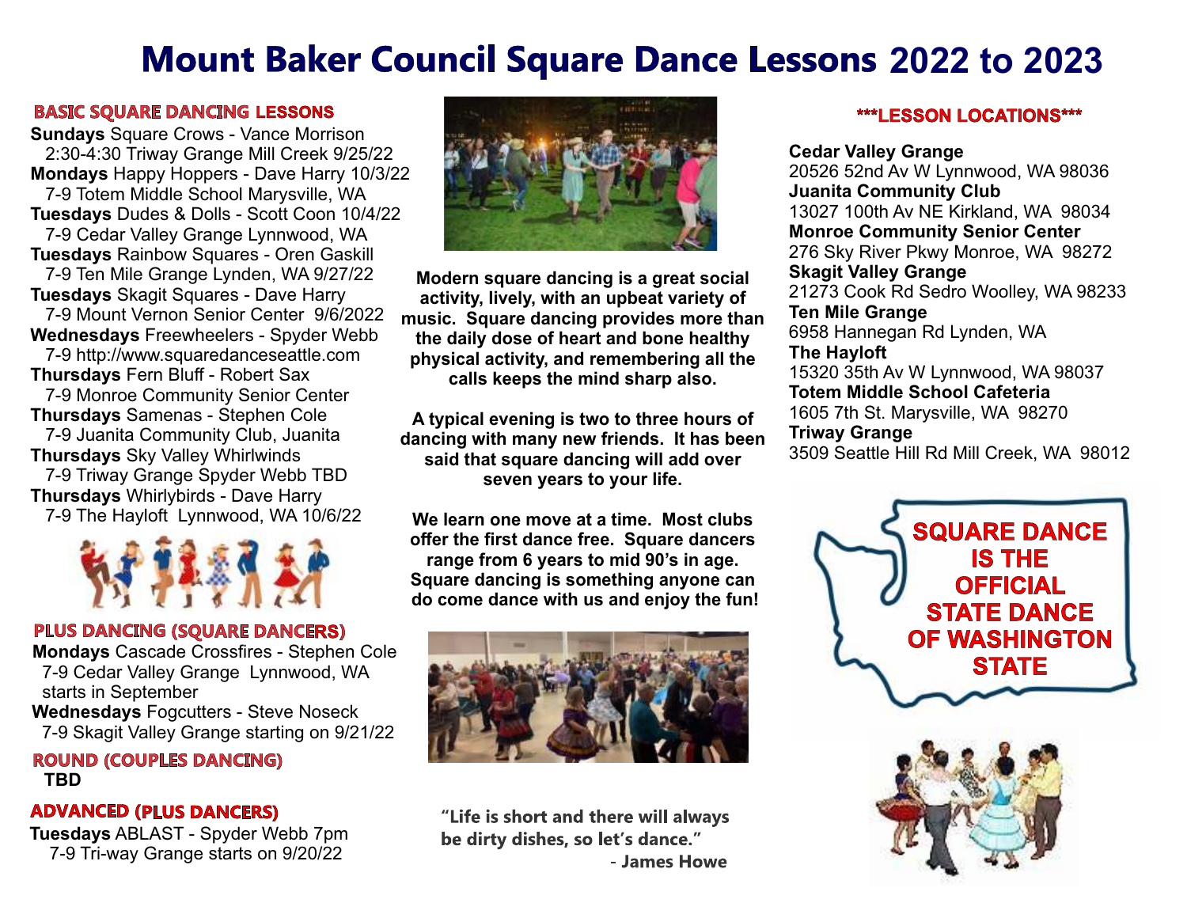# Mount Baker Council Square Dance Lessons 2022 to 2023

## BASIC SQUARE DANCING LESSONS

**Sundays** Square Crows - Vance Morrison
2:30-4:30 Triway Grange Mill Creek 9/25/22

**Mondays** Happy Hoppers - Dave Harry 10/3/22
7-9 Totem Middle School Marysville, WA

**Tuesdays** Dudes & Dolls - Scott Coon 10/4/22
7-9 Cedar Valley Grange Lynnwood, WA

**Tuesdays** Rainbow Squares - Oren Gaskill
7-9 Ten Mile Grange Lynden, WA 9/27/22

**Tuesdays** Skagit Squares - Dave Harry
7-9 Mount Vernon Senior Center 9/6/2022

**Wednesdays** Freewheelers - Spyder Webb
7-9 http://www.squaredanceseattle.com

**Thursdays** Fern Bluff - Robert Sax
7-9 Monroe Community Senior Center

**Thursdays** Samenas - Stephen Cole
7-9 Juanita Community Club, Juanita

**Thursdays** Sky Valley Whirlwinds
7-9 Triway Grange Spyder Webb TBD

**Thursdays** Whirlybirds - Dave Harry
7-9 The Hayloft Lynnwood, WA 10/6/22

## PLUS DANCING (SQUARE DANCERS)

**Mondays** Cascade Crossfires - Stephen Cole
7-9 Cedar Valley Grange Lynnwood, WA
starts in September

**Wednesdays** Fogcutters - Steve Noseck
7-9 Skagit Valley Grange starting on 9/21/22

## ROUND (COUPLES DANCING)

**TBD**

## ADVANCED (PLUS DANCERS)

**Tuesdays** ABLAST - Spyder Webb 7pm
7-9 Tri-way Grange starts on 9/20/22

**Modern square dancing is a great social activity, lively, with an upbeat variety of music. Square dancing provides more than the daily dose of heart and bone healthy physical activity, and remembering all the calls keeps the mind sharp also.**

**A typical evening is two to three hours of dancing with many new friends. It has been said that square dancing will add over seven years to your life.**

**We learn one move at a time. Most clubs offer the first dance free. Square dancers range from 6 years to mid 90's in age. Square dancing is something anyone can do come dance with us and enjoy the fun!**

**"Life is short and there will always be dirty dishes, so let's dance."**
**- James Howe**

## ***LESSON LOCATIONS***

**Cedar Valley Grange**
20526 52nd Av W Lynnwood, WA 98036

**Juanita Community Club**
13027 100th Av NE Kirkland, WA 98034

**Monroe Community Senior Center**
276 Sky River Pkwy Monroe, WA 98272

**Skagit Valley Grange**
21273 Cook Rd Sedro Woolley, WA 98233

**Ten Mile Grange**
6958 Hannegan Rd Lynden, WA

**The Hayloft**
15320 35th Av W Lynnwood, WA 98037

**Totem Middle School Cafeteria**
1605 7th St. Marysville, WA 98270

**Triway Grange**
3509 Seattle Hill Rd Mill Creek, WA 98012

**SQUARE DANCE IS THE OFFICIAL STATE DANCE OF WASHINGTON STATE**